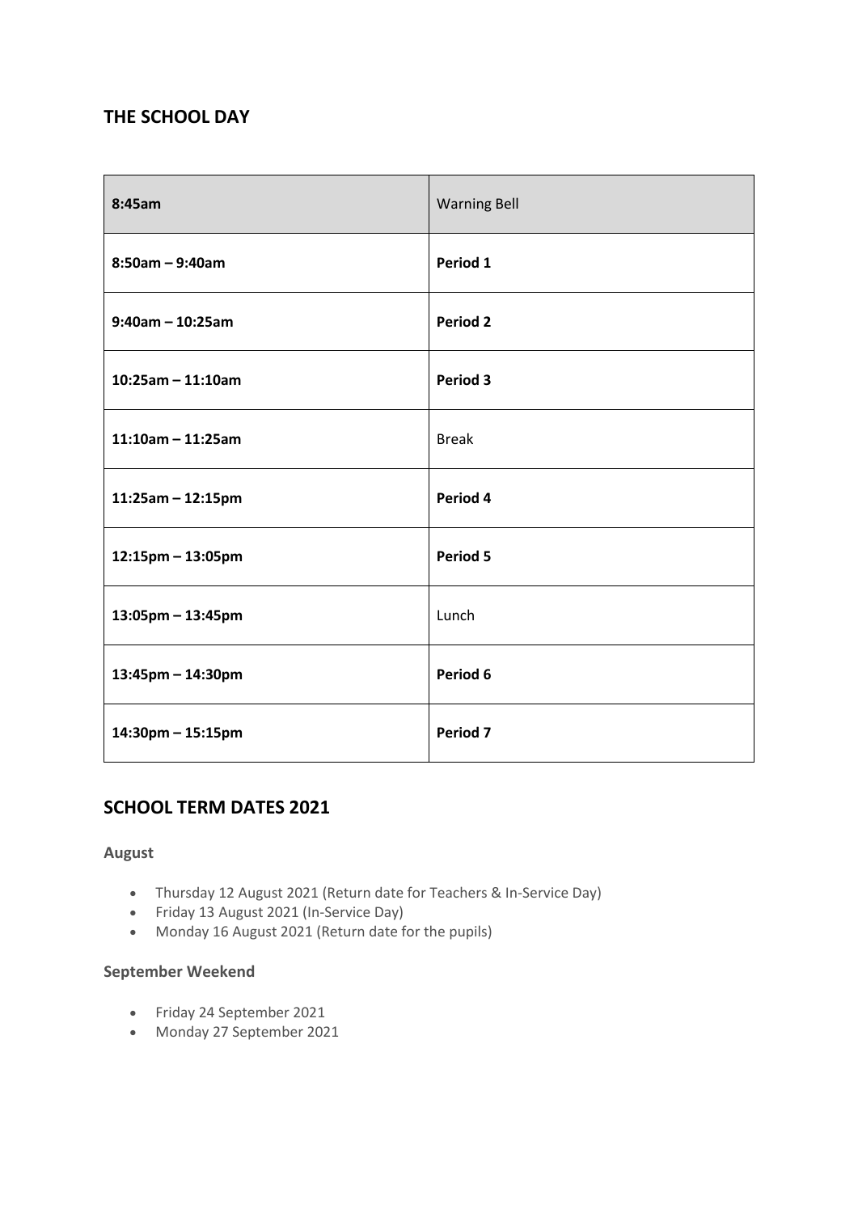## THE SCHOOL DAY

| **8:45am** | Warning Bell |
|---|---|
| **8:50am – 9:40am** | **Period 1** |
| **9:40am – 10:25am** | **Period 2** |
| **10:25am – 11:10am** | **Period 3** |
| **11:10am – 11:25am** | Break |
| **11:25am – 12:15pm** | **Period 4** |
| **12:15pm – 13:05pm** | **Period 5** |
| **13:05pm – 13:45pm** | Lunch |
| **13:45pm – 14:30pm** | **Period 6** |
| **14:30pm – 15:15pm** | **Period 7** |

## SCHOOL TERM DATES 2021

### August

- Thursday 12 August 2021 (Return date for Teachers & In-Service Day)
- Friday 13 August 2021 (In-Service Day)
- Monday 16 August 2021 (Return date for the pupils)

### September Weekend

- Friday 24 September 2021
- Monday 27 September 2021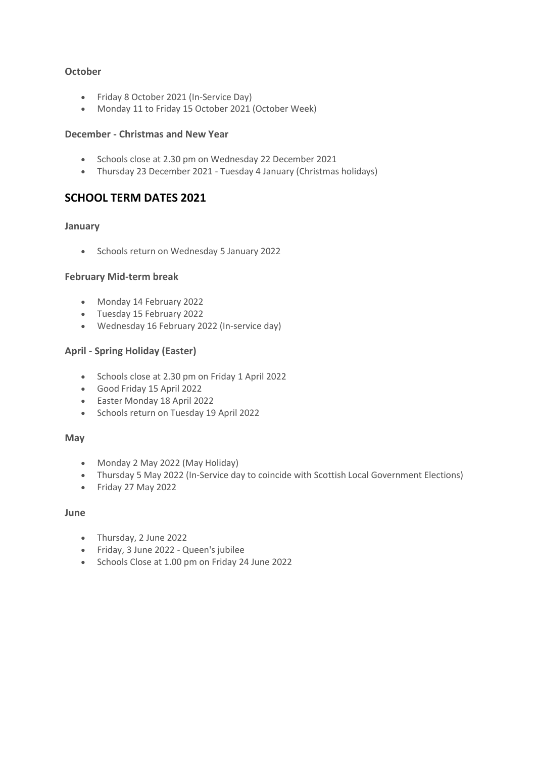**October**

- Friday 8 October 2021 (In-Service Day)
- Monday 11 to Friday 15 October 2021 (October Week)

**December - Christmas and New Year**

- Schools close at 2.30 pm on Wednesday 22 December 2021
- Thursday 23 December 2021 - Tuesday 4 January (Christmas holidays)

## SCHOOL TERM DATES 2021

**January**

- Schools return on Wednesday 5 January 2022

**February Mid-term break**

- Monday 14 February 2022
- Tuesday 15 February 2022
- Wednesday 16 February 2022 (In-service day)

**April - Spring Holiday (Easter)**

- Schools close at 2.30 pm on Friday 1 April 2022
- Good Friday 15 April 2022
- Easter Monday 18 April 2022
- Schools return on Tuesday 19 April 2022

**May**

- Monday 2 May 2022 (May Holiday)
- Thursday 5 May 2022 (In-Service day to coincide with Scottish Local Government Elections)
- Friday 27 May 2022

**June**

- Thursday, 2 June 2022
- Friday, 3 June 2022 - Queen's jubilee
- Schools Close at 1.00 pm on Friday 24 June 2022